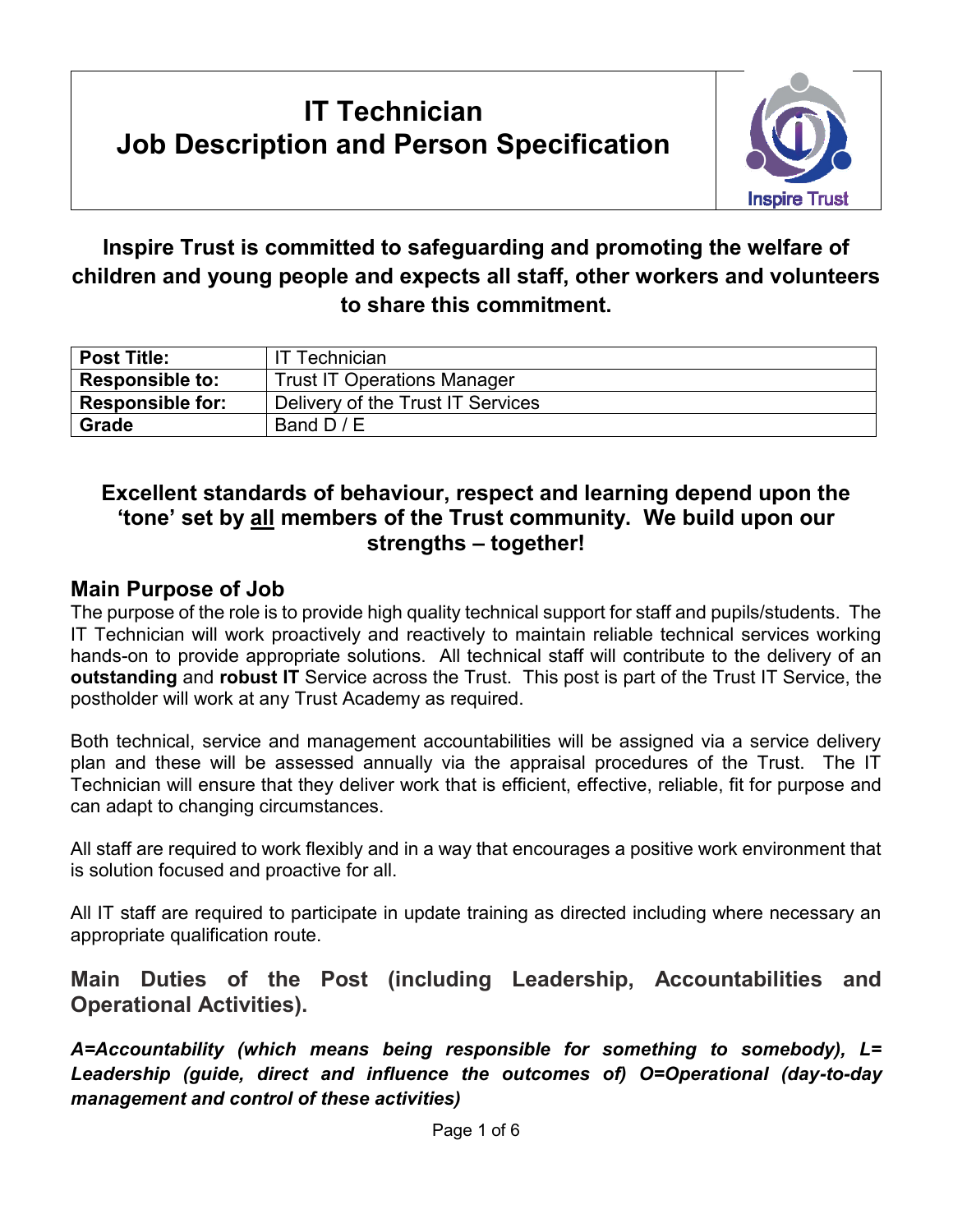# IT Technician
# Job Description and Person Specification

**Inspire Trust is committed to safeguarding and promoting the welfare of children and young people and expects all staff, other workers and volunteers to share this commitment.**

| **Post Title:** | IT Technician |
|---|---|
| **Responsible to:** | Trust IT Operations Manager |
| **Responsible for:** | Delivery of the Trust IT Services |
| **Grade** | Band D / E |

**Excellent standards of behaviour, respect and learning depend upon the 'tone' set by <u>all</u> members of the Trust community. We build upon our strengths – together!**

## Main Purpose of Job

The purpose of the role is to provide high quality technical support for staff and pupils/students. The IT Technician will work proactively and reactively to maintain reliable technical services working hands-on to provide appropriate solutions. All technical staff will contribute to the delivery of an **outstanding** and **robust IT** Service across the Trust. This post is part of the Trust IT Service, the postholder will work at any Trust Academy as required.

Both technical, service and management accountabilities will be assigned via a service delivery plan and these will be assessed annually via the appraisal procedures of the Trust. The IT Technician will ensure that they deliver work that is efficient, effective, reliable, fit for purpose and can adapt to changing circumstances.

All staff are required to work flexibly and in a way that encourages a positive work environment that is solution focused and proactive for all.

All IT staff are required to participate in update training as directed including where necessary an appropriate qualification route.

## Main Duties of the Post (including Leadership, Accountabilities and Operational Activities).

***A=Accountability (which means being responsible for something to somebody), L= Leadership (guide, direct and influence the outcomes of) O=Operational (day-to-day management and control of these activities)***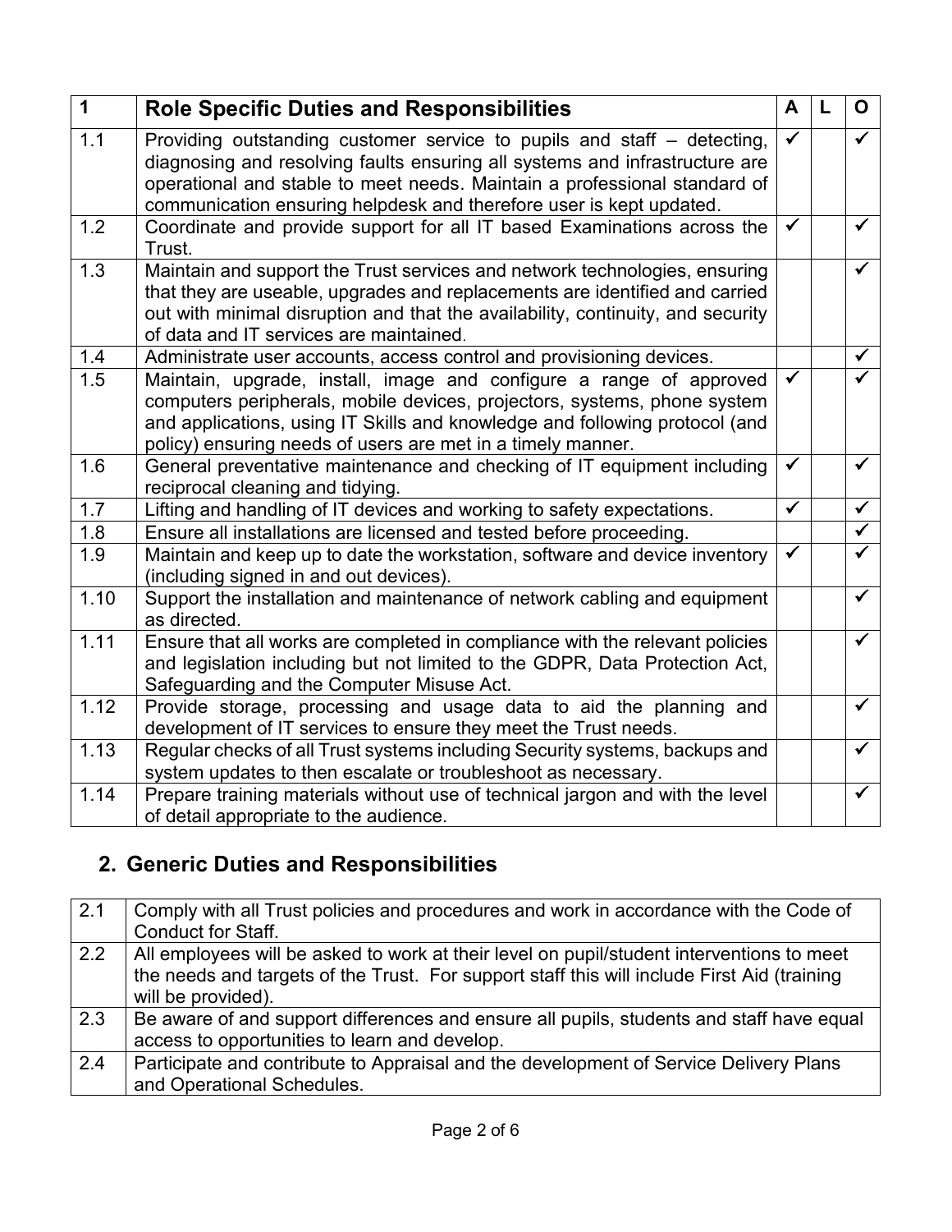| 1 | **Role Specific Duties and Responsibilities** | A | L | O |
|---|---|---|---|---|
| 1.1 | Providing outstanding customer service to pupils and staff – detecting, diagnosing and resolving faults ensuring all systems and infrastructure are operational and stable to meet needs. Maintain a professional standard of communication ensuring helpdesk and therefore user is kept updated. | ✓ | | ✓ |
| 1.2 | Coordinate and provide support for all IT based Examinations across the Trust. | ✓ | | ✓ |
| 1.3 | Maintain and support the Trust services and network technologies, ensuring that they are useable, upgrades and replacements are identified and carried out with minimal disruption and that the availability, continuity, and security of data and IT services are maintained. | | | ✓ |
| 1.4 | Administrate user accounts, access control and provisioning devices. | | | ✓ |
| 1.5 | Maintain, upgrade, install, image and configure a range of approved computers peripherals, mobile devices, projectors, systems, phone system and applications, using IT Skills and knowledge and following protocol (and policy) ensuring needs of users are met in a timely manner. | ✓ | | ✓ |
| 1.6 | General preventative maintenance and checking of IT equipment including reciprocal cleaning and tidying. | ✓ | | ✓ |
| 1.7 | Lifting and handling of IT devices and working to safety expectations. | ✓ | | ✓ |
| 1.8 | Ensure all installations are licensed and tested before proceeding. | | | ✓ |
| 1.9 | Maintain and keep up to date the workstation, software and device inventory (including signed in and out devices). | ✓ | | ✓ |
| 1.10 | Support the installation and maintenance of network cabling and equipment as directed. | | | ✓ |
| 1.11 | Ensure that all works are completed in compliance with the relevant policies and legislation including but not limited to the GDPR, Data Protection Act, Safeguarding and the Computer Misuse Act. | | | ✓ |
| 1.12 | Provide storage, processing and usage data to aid the planning and development of IT services to ensure they meet the Trust needs. | | | ✓ |
| 1.13 | Regular checks of all Trust systems including Security systems, backups and system updates to then escalate or troubleshoot as necessary. | | | ✓ |
| 1.14 | Prepare training materials without use of technical jargon and with the level of detail appropriate to the audience. | | | ✓ |

## 2. Generic Duties and Responsibilities

| 2.1 | Comply with all Trust policies and procedures and work in accordance with the Code of Conduct for Staff. |
|---|---|
| 2.2 | All employees will be asked to work at their level on pupil/student interventions to meet the needs and targets of the Trust. For support staff this will include First Aid (training will be provided). |
| 2.3 | Be aware of and support differences and ensure all pupils, students and staff have equal access to opportunities to learn and develop. |
| 2.4 | Participate and contribute to Appraisal and the development of Service Delivery Plans and Operational Schedules. |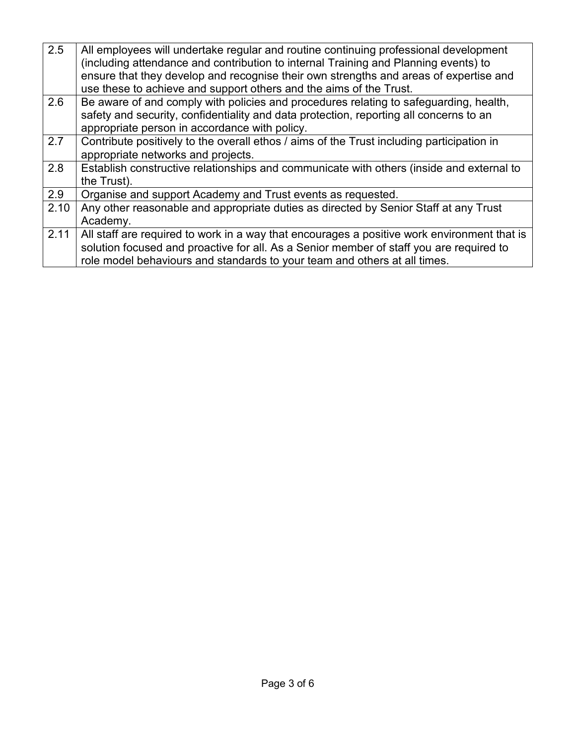| | |
|---|---|
| 2.5 | All employees will undertake regular and routine continuing professional development (including attendance and contribution to internal Training and Planning events) to ensure that they develop and recognise their own strengths and areas of expertise and use these to achieve and support others and the aims of the Trust. |
| 2.6 | Be aware of and comply with policies and procedures relating to safeguarding, health, safety and security, confidentiality and data protection, reporting all concerns to an appropriate person in accordance with policy. |
| 2.7 | Contribute positively to the overall ethos / aims of the Trust including participation in appropriate networks and projects. |
| 2.8 | Establish constructive relationships and communicate with others (inside and external to the Trust). |
| 2.9 | Organise and support Academy and Trust events as requested. |
| 2.10 | Any other reasonable and appropriate duties as directed by Senior Staff at any Trust Academy. |
| 2.11 | All staff are required to work in a way that encourages a positive work environment that is solution focused and proactive for all. As a Senior member of staff you are required to role model behaviours and standards to your team and others at all times. |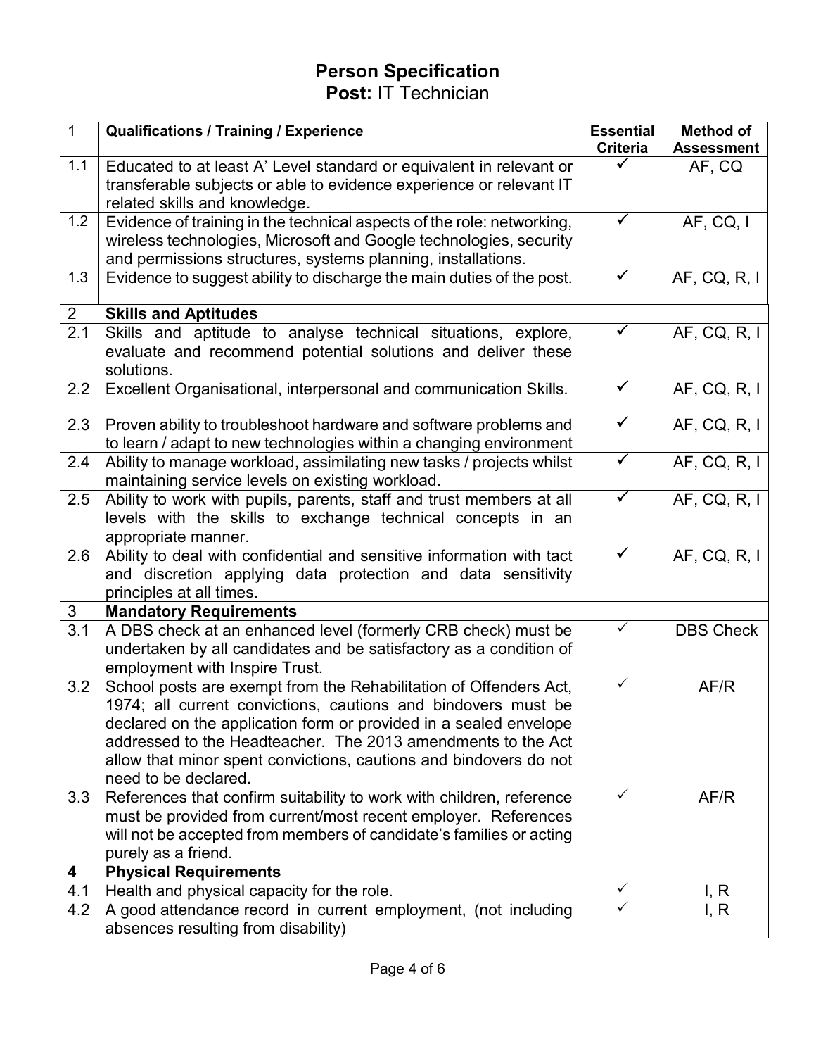# Person Specification

**Post:** IT Technician

| 1 | **Qualifications / Training / Experience** | **Essential Criteria** | **Method of Assessment** |
|---|---|---|---|
| 1.1 | Educated to at least A' Level standard or equivalent in relevant or transferable subjects or able to evidence experience or relevant IT related skills and knowledge. | ✓ | AF, CQ |
| 1.2 | Evidence of training in the technical aspects of the role: networking, wireless technologies, Microsoft and Google technologies, security and permissions structures, systems planning, installations. | ✓ | AF, CQ, I |
| 1.3 | Evidence to suggest ability to discharge the main duties of the post. | ✓ | AF, CQ, R, I |
| 2 | **Skills and Aptitudes** | | |
| 2.1 | Skills and aptitude to analyse technical situations, explore, evaluate and recommend potential solutions and deliver these solutions. | ✓ | AF, CQ, R, I |
| 2.2 | Excellent Organisational, interpersonal and communication Skills. | ✓ | AF, CQ, R, I |
| 2.3 | Proven ability to troubleshoot hardware and software problems and to learn / adapt to new technologies within a changing environment | ✓ | AF, CQ, R, I |
| 2.4 | Ability to manage workload, assimilating new tasks / projects whilst maintaining service levels on existing workload. | ✓ | AF, CQ, R, I |
| 2.5 | Ability to work with pupils, parents, staff and trust members at all levels with the skills to exchange technical concepts in an appropriate manner. | ✓ | AF, CQ, R, I |
| 2.6 | Ability to deal with confidential and sensitive information with tact and discretion applying data protection and data sensitivity principles at all times. | ✓ | AF, CQ, R, I |
| 3 | **Mandatory Requirements** | | |
| 3.1 | A DBS check at an enhanced level (formerly CRB check) must be undertaken by all candidates and be satisfactory as a condition of employment with Inspire Trust. | ✓ | DBS Check |
| 3.2 | School posts are exempt from the Rehabilitation of Offenders Act, 1974; all current convictions, cautions and bindovers must be declared on the application form or provided in a sealed envelope addressed to the Headteacher. The 2013 amendments to the Act allow that minor spent convictions, cautions and bindovers do not need to be declared. | ✓ | AF/R |
| 3.3 | References that confirm suitability to work with children, reference must be provided from current/most recent employer. References will not be accepted from members of candidate's families or acting purely as a friend. | ✓ | AF/R |
| **4** | **Physical Requirements** | | |
| 4.1 | Health and physical capacity for the role. | ✓ | I, R |
| 4.2 | A good attendance record in current employment, (not including absences resulting from disability) | ✓ | I, R |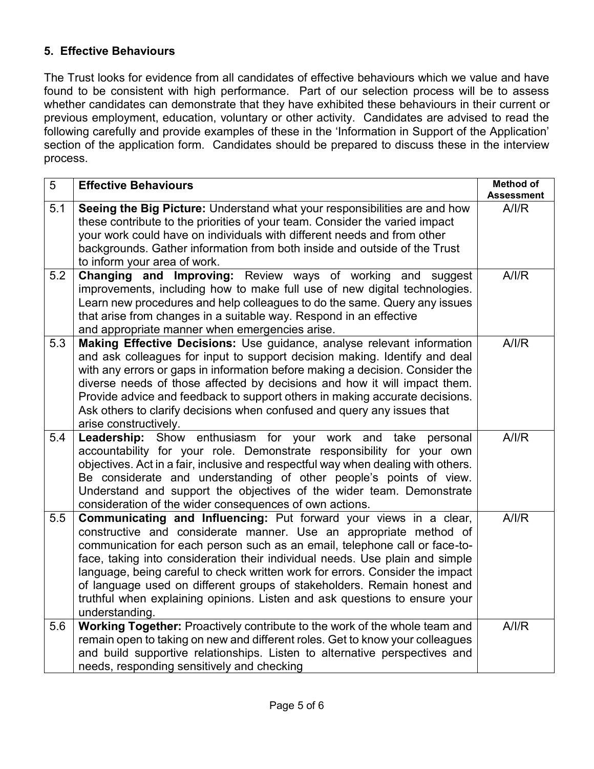### 5. Effective Behaviours

The Trust looks for evidence from all candidates of effective behaviours which we value and have found to be consistent with high performance. Part of our selection process will be to assess whether candidates can demonstrate that they have exhibited these behaviours in their current or previous employment, education, voluntary or other activity. Candidates are advised to read the following carefully and provide examples of these in the 'Information in Support of the Application' section of the application form. Candidates should be prepared to discuss these in the interview process.

| 5 | Effective Behaviours | Method of Assessment |
|---|---|---|
| 5.1 | **Seeing the Big Picture:** Understand what your responsibilities are and how these contribute to the priorities of your team. Consider the varied impact your work could have on individuals with different needs and from other backgrounds. Gather information from both inside and outside of the Trust to inform your area of work. | A/I/R |
| 5.2 | **Changing and Improving:** Review ways of working and suggest improvements, including how to make full use of new digital technologies. Learn new procedures and help colleagues to do the same. Query any issues that arise from changes in a suitable way. Respond in an effective and appropriate manner when emergencies arise. | A/I/R |
| 5.3 | **Making Effective Decisions:** Use guidance, analyse relevant information and ask colleagues for input to support decision making. Identify and deal with any errors or gaps in information before making a decision. Consider the diverse needs of those affected by decisions and how it will impact them. Provide advice and feedback to support others in making accurate decisions. Ask others to clarify decisions when confused and query any issues that arise constructively. | A/I/R |
| 5.4 | **Leadership:** Show enthusiasm for your work and take personal accountability for your role. Demonstrate responsibility for your own objectives. Act in a fair, inclusive and respectful way when dealing with others. Be considerate and understanding of other people's points of view. Understand and support the objectives of the wider team. Demonstrate consideration of the wider consequences of own actions. | A/I/R |
| 5.5 | **Communicating and Influencing:** Put forward your views in a clear, constructive and considerate manner. Use an appropriate method of communication for each person such as an email, telephone call or face-to-face, taking into consideration their individual needs. Use plain and simple language, being careful to check written work for errors. Consider the impact of language used on different groups of stakeholders. Remain honest and truthful when explaining opinions. Listen and ask questions to ensure your understanding. | A/I/R |
| 5.6 | **Working Together:** Proactively contribute to the work of the whole team and remain open to taking on new and different roles. Get to know your colleagues and build supportive relationships. Listen to alternative perspectives and needs, responding sensitively and checking | A/I/R |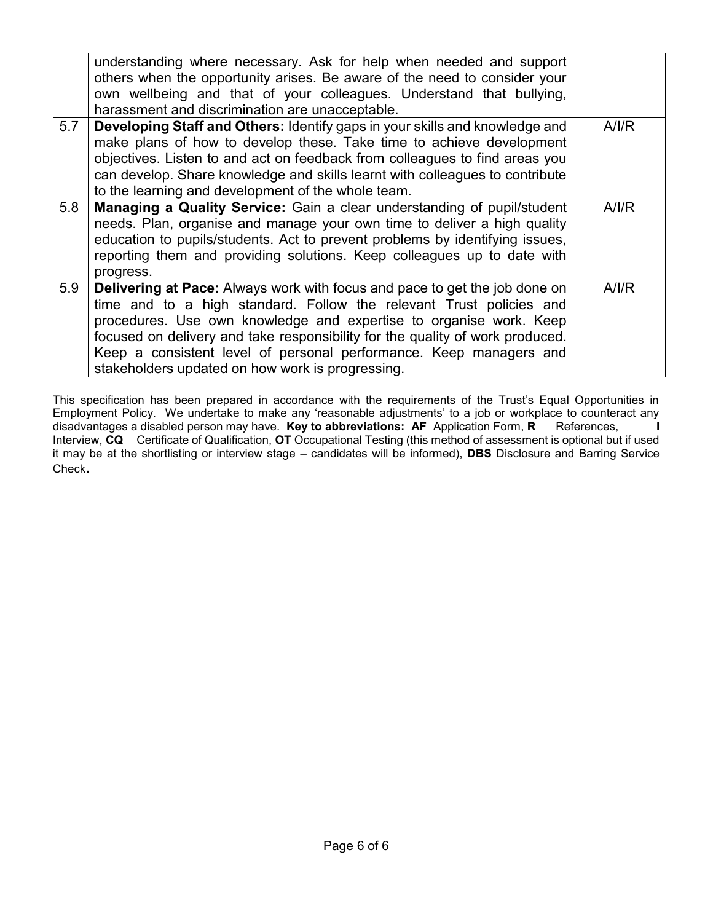| | | |
|---|---|---|
| | understanding where necessary. Ask for help when needed and support others when the opportunity arises. Be aware of the need to consider your own wellbeing and that of your colleagues. Understand that bullying, harassment and discrimination are unacceptable. | |
| 5.7 | **Developing Staff and Others:** Identify gaps in your skills and knowledge and make plans of how to develop these. Take time to achieve development objectives. Listen to and act on feedback from colleagues to find areas you can develop. Share knowledge and skills learnt with colleagues to contribute to the learning and development of the whole team. | A/I/R |
| 5.8 | **Managing a Quality Service:** Gain a clear understanding of pupil/student needs. Plan, organise and manage your own time to deliver a high quality education to pupils/students. Act to prevent problems by identifying issues, reporting them and providing solutions. Keep colleagues up to date with progress. | A/I/R |
| 5.9 | **Delivering at Pace:** Always work with focus and pace to get the job done on time and to a high standard. Follow the relevant Trust policies and procedures. Use own knowledge and expertise to organise work. Keep focused on delivery and take responsibility for the quality of work produced. Keep a consistent level of personal performance. Keep managers and stakeholders updated on how work is progressing. | A/I/R |

This specification has been prepared in accordance with the requirements of the Trust's Equal Opportunities in Employment Policy. We undertake to make any 'reasonable adjustments' to a job or workplace to counteract any disadvantages a disabled person may have. **Key to abbreviations: AF** Application Form, **R** References, **I** Interview, **CQ** Certificate of Qualification, **OT** Occupational Testing (this method of assessment is optional but if used it may be at the shortlisting or interview stage – candidates will be informed), **DBS** Disclosure and Barring Service Check**.**